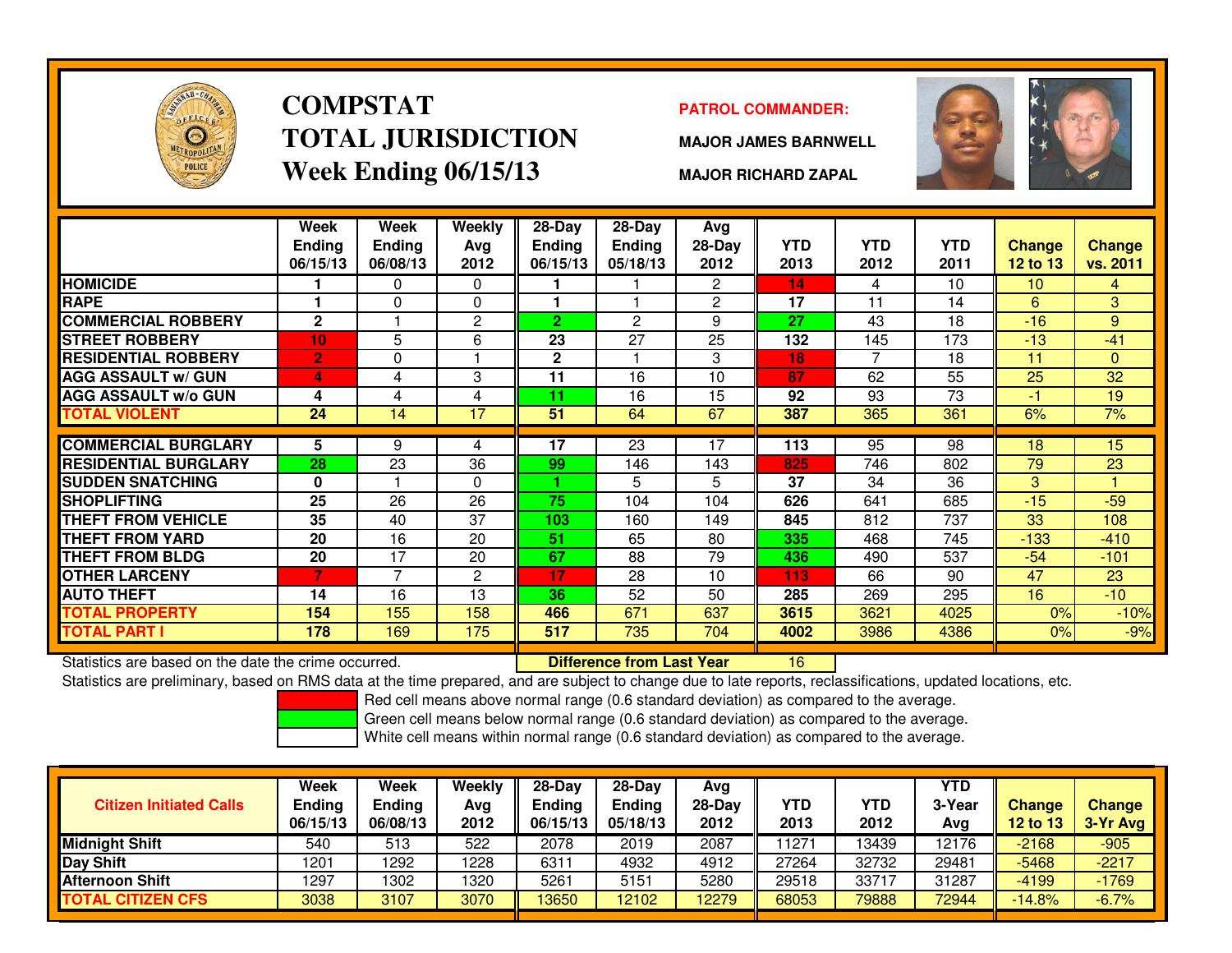# COMPSTAT
# TOTAL JURISDICTION
## Week Ending 06/15/13

**PATROL COMMANDER:**

**MAJOR JAMES BARNWELL**

**MAJOR RICHARD ZAPAL**

| | Week Ending 06/15/13 | Week Ending 06/08/13 | Weekly Avg 2012 | 28-Day Ending 06/15/13 | 28-Day Ending 05/18/13 | Avg 28-Day 2012 | YTD 2013 | YTD 2012 | YTD 2011 | Change 12 to 13 | Change vs. 2011 |
|---|---|---|---|---|---|---|---|---|---|---|---|
| HOMICIDE | 1 | 0 | 0 | 1 | 1 | 2 | 14 | 4 | 10 | 10 | 4 |
| RAPE | 1 | 0 | 0 | 1 | 1 | 2 | 17 | 11 | 14 | 6 | 3 |
| COMMERCIAL ROBBERY | 2 | 1 | 2 | 2 | 2 | 9 | 27 | 43 | 18 | -16 | 9 |
| STREET ROBBERY | 10 | 5 | 6 | 23 | 27 | 25 | 132 | 145 | 173 | -13 | -41 |
| RESIDENTIAL ROBBERY | 2 | 0 | 1 | 2 | 1 | 3 | 18 | 7 | 18 | 11 | 0 |
| AGG ASSAULT w/ GUN | 4 | 4 | 3 | 11 | 16 | 10 | 87 | 62 | 55 | 25 | 32 |
| AGG ASSAULT w/o GUN | 4 | 4 | 4 | 11 | 16 | 15 | 92 | 93 | 73 | -1 | 19 |
| TOTAL VIOLENT | 24 | 14 | 17 | 51 | 64 | 67 | 387 | 365 | 361 | 6% | 7% |
| COMMERCIAL BURGLARY | 5 | 9 | 4 | 17 | 23 | 17 | 113 | 95 | 98 | 18 | 15 |
| RESIDENTIAL BURGLARY | 28 | 23 | 36 | 99 | 146 | 143 | 825 | 746 | 802 | 79 | 23 |
| SUDDEN SNATCHING | 0 | 1 | 0 | 1 | 5 | 5 | 37 | 34 | 36 | 3 | 1 |
| SHOPLIFTING | 25 | 26 | 26 | 75 | 104 | 104 | 626 | 641 | 685 | -15 | -59 |
| THEFT FROM VEHICLE | 35 | 40 | 37 | 103 | 160 | 149 | 845 | 812 | 737 | 33 | 108 |
| THEFT FROM YARD | 20 | 16 | 20 | 51 | 65 | 80 | 335 | 468 | 745 | -133 | -410 |
| THEFT FROM BLDG | 20 | 17 | 20 | 67 | 88 | 79 | 436 | 490 | 537 | -54 | -101 |
| OTHER LARCENY | 7 | 7 | 2 | 17 | 28 | 10 | 113 | 66 | 90 | 47 | 23 |
| AUTO THEFT | 14 | 16 | 13 | 36 | 52 | 50 | 285 | 269 | 295 | 16 | -10 |
| TOTAL PROPERTY | 154 | 155 | 158 | 466 | 671 | 637 | 3615 | 3621 | 4025 | 0% | -10% |
| TOTAL PART I | 178 | 169 | 175 | 517 | 735 | 704 | 4002 | 3986 | 4386 | 0% | -9% |

Statistics are based on the date the crime occurred. **Difference from Last Year** 16

Statistics are preliminary, based on RMS data at the time prepared, and are subject to change due to late reports, reclassifications, updated locations, etc.

Red cell means above normal range (0.6 standard deviation) as compared to the average.
Green cell means below normal range (0.6 standard deviation) as compared to the average.
White cell means within normal range (0.6 standard deviation) as compared to the average.

| Citizen Initiated Calls | Week Ending 06/15/13 | Week Ending 06/08/13 | Weekly Avg 2012 | 28-Day Ending 06/15/13 | 28-Day Ending 05/18/13 | Avg 28-Day 2012 | YTD 2013 | YTD 2012 | YTD 3-Year Avg | Change 12 to 13 | Change 3-Yr Avg |
|---|---|---|---|---|---|---|---|---|---|---|---|
| Midnight Shift | 540 | 513 | 522 | 2078 | 2019 | 2087 | 11271 | 13439 | 12176 | -2168 | -905 |
| Day Shift | 1201 | 1292 | 1228 | 6311 | 4932 | 4912 | 27264 | 32732 | 29481 | -5468 | -2217 |
| Afternoon Shift | 1297 | 1302 | 1320 | 5261 | 5151 | 5280 | 29518 | 33717 | 31287 | -4199 | -1769 |
| TOTAL CITIZEN CFS | 3038 | 3107 | 3070 | 13650 | 12102 | 12279 | 68053 | 79888 | 72944 | -14.8% | -6.7% |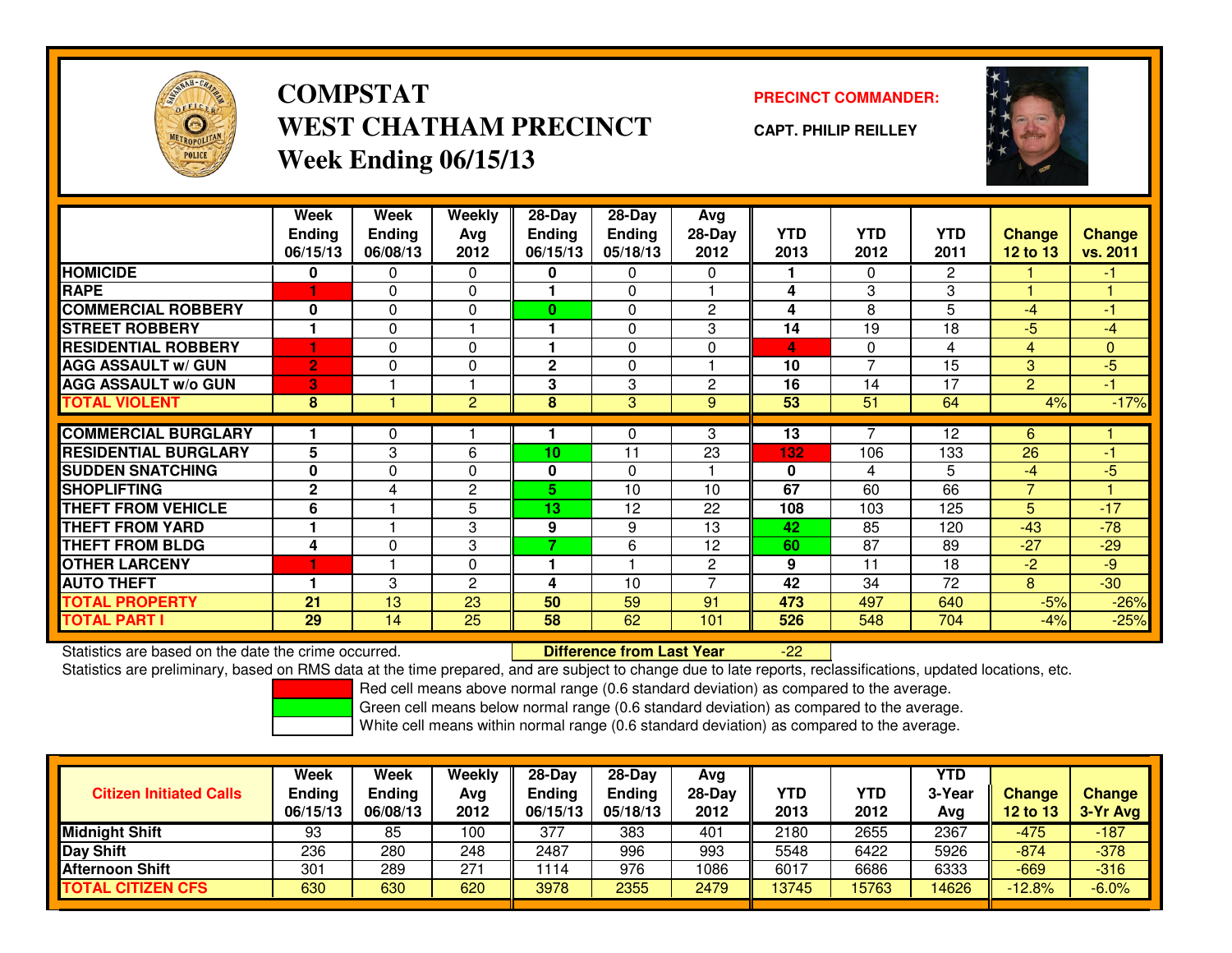# COMPSTAT
# WEST CHATHAM PRECINCT
## Week Ending 06/15/13

**PRECINCT COMMANDER:**

**CAPT. PHILIP REILLEY**

| | Week Ending 06/15/13 | Week Ending 06/08/13 | Weekly Avg 2012 | 28-Day Ending 06/15/13 | 28-Day Ending 05/18/13 | Avg 28-Day 2012 | YTD 2013 | YTD 2012 | YTD 2011 | Change 12 to 13 | Change vs. 2011 |
|---|---|---|---|---|---|---|---|---|---|---|---|
| HOMICIDE | 0 | 0 | 0 | 0 | 0 | 0 | 1 | 0 | 2 | 1 | -1 |
| RAPE | 1 | 0 | 0 | 1 | 0 | 1 | 4 | 3 | 3 | 1 | 1 |
| COMMERCIAL ROBBERY | 0 | 0 | 0 | 0 | 0 | 2 | 4 | 8 | 5 | -4 | -1 |
| STREET ROBBERY | 1 | 0 | 1 | 1 | 0 | 3 | 14 | 19 | 18 | -5 | -4 |
| RESIDENTIAL ROBBERY | 1 | 0 | 0 | 1 | 0 | 0 | 4 | 0 | 4 | 4 | 0 |
| AGG ASSAULT w/ GUN | 2 | 0 | 0 | 2 | 0 | 1 | 10 | 7 | 15 | 3 | -5 |
| AGG ASSAULT w/o GUN | 3 | 1 | 1 | 3 | 3 | 2 | 16 | 14 | 17 | 2 | -1 |
| TOTAL VIOLENT | 8 | 1 | 2 | 8 | 3 | 9 | 53 | 51 | 64 | 4% | -17% |
| COMMERCIAL BURGLARY | 1 | 0 | 1 | 1 | 0 | 3 | 13 | 7 | 12 | 6 | 1 |
| RESIDENTIAL BURGLARY | 5 | 3 | 6 | 10 | 11 | 23 | 132 | 106 | 133 | 26 | -1 |
| SUDDEN SNATCHING | 0 | 0 | 0 | 0 | 0 | 1 | 0 | 4 | 5 | -4 | -5 |
| SHOPLIFTING | 2 | 4 | 2 | 5 | 10 | 10 | 67 | 60 | 66 | 7 | 1 |
| THEFT FROM VEHICLE | 6 | 1 | 5 | 13 | 12 | 22 | 108 | 103 | 125 | 5 | -17 |
| THEFT FROM YARD | 1 | 1 | 3 | 9 | 9 | 13 | 42 | 85 | 120 | -43 | -78 |
| THEFT FROM BLDG | 4 | 0 | 3 | 7 | 6 | 12 | 60 | 87 | 89 | -27 | -29 |
| OTHER LARCENY | 1 | 1 | 0 | 1 | 1 | 2 | 9 | 11 | 18 | -2 | -9 |
| AUTO THEFT | 1 | 3 | 2 | 4 | 10 | 7 | 42 | 34 | 72 | 8 | -30 |
| TOTAL PROPERTY | 21 | 13 | 23 | 50 | 59 | 91 | 473 | 497 | 640 | -5% | -26% |
| TOTAL PART I | 29 | 14 | 25 | 58 | 62 | 101 | 526 | 548 | 704 | -4% | -25% |

Statistics are based on the date the crime occurred. **Difference from Last Year** -22

Statistics are preliminary, based on RMS data at the time prepared, and are subject to change due to late reports, reclassifications, updated locations, etc.

Red cell means above normal range (0.6 standard deviation) as compared to the average.
Green cell means below normal range (0.6 standard deviation) as compared to the average.
White cell means within normal range (0.6 standard deviation) as compared to the average.

| Citizen Initiated Calls | Week Ending 06/15/13 | Week Ending 06/08/13 | Weekly Avg 2012 | 28-Day Ending 06/15/13 | 28-Day Ending 05/18/13 | Avg 28-Day 2012 | YTD 2013 | YTD 2012 | YTD 3-Year Avg | Change 12 to 13 | Change 3-Yr Avg |
|---|---|---|---|---|---|---|---|---|---|---|---|
| Midnight Shift | 93 | 85 | 100 | 377 | 383 | 401 | 2180 | 2655 | 2367 | -475 | -187 |
| Day Shift | 236 | 280 | 248 | 2487 | 996 | 993 | 5548 | 6422 | 5926 | -874 | -378 |
| Afternoon Shift | 301 | 289 | 271 | 1114 | 976 | 1086 | 6017 | 6686 | 6333 | -669 | -316 |
| TOTAL CITIZEN CFS | 630 | 630 | 620 | 3978 | 2355 | 2479 | 13745 | 15763 | 14626 | -12.8% | -6.0% |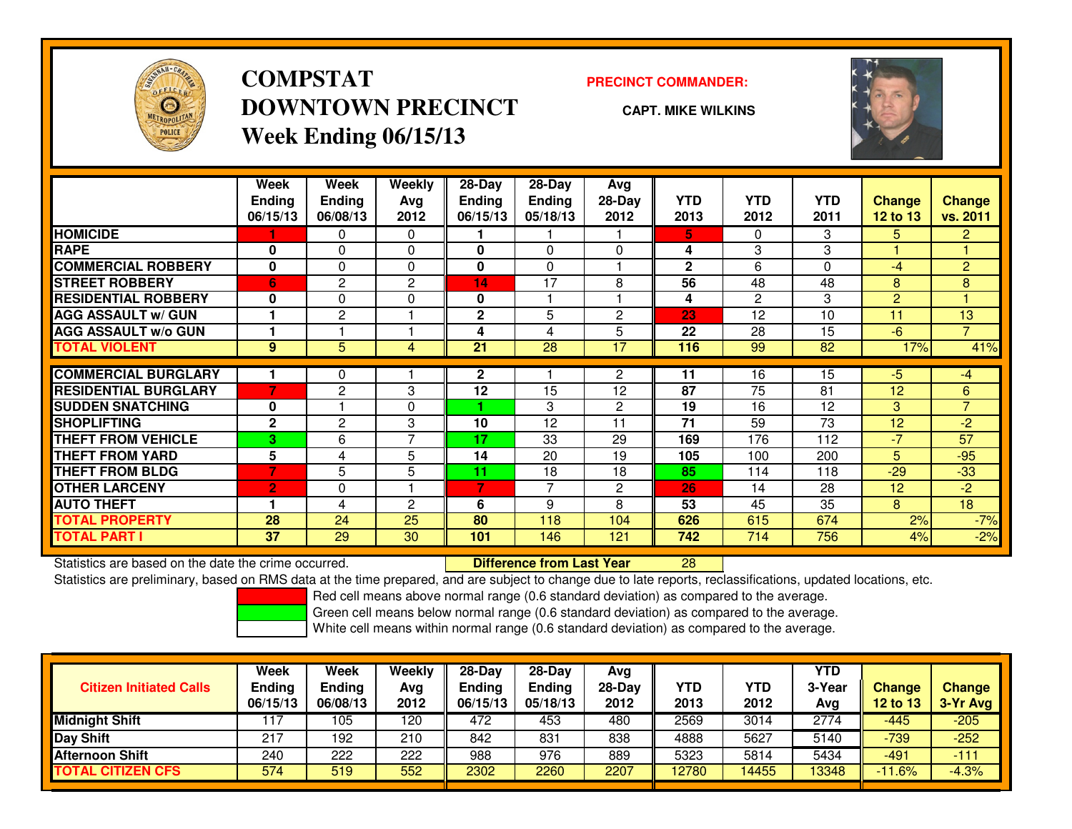# COMPSTAT
## DOWNTOWN PRECINCT
### Week Ending 06/15/13

**PRECINCT COMMANDER:**

**CAPT. MIKE WILKINS**

| | Week Ending 06/15/13 | Week Ending 06/08/13 | Weekly Avg 2012 | 28-Day Ending 06/15/13 | 28-Day Ending 05/18/13 | Avg 28-Day 2012 | YTD 2013 | YTD 2012 | YTD 2011 | Change 12 to 13 | Change vs. 2011 |
|---|---|---|---|---|---|---|---|---|---|---|---|
| HOMICIDE | 1 | 0 | 0 | 1 | 1 | 1 | 5 | 0 | 3 | 5 | 2 |
| RAPE | 0 | 0 | 0 | 0 | 0 | 0 | 4 | 3 | 3 | 1 | 1 |
| COMMERCIAL ROBBERY | 0 | 0 | 0 | 0 | 0 | 1 | 2 | 6 | 0 | -4 | 2 |
| STREET ROBBERY | 6 | 2 | 2 | 14 | 17 | 8 | 56 | 48 | 48 | 8 | 8 |
| RESIDENTIAL ROBBERY | 0 | 0 | 0 | 0 | 1 | 1 | 4 | 2 | 3 | 2 | 1 |
| AGG ASSAULT w/ GUN | 1 | 2 | 1 | 2 | 5 | 2 | 23 | 12 | 10 | 11 | 13 |
| AGG ASSAULT w/o GUN | 1 | 1 | 1 | 4 | 4 | 5 | 22 | 28 | 15 | -6 | 7 |
| TOTAL VIOLENT | 9 | 5 | 4 | 21 | 28 | 17 | 116 | 99 | 82 | 17% | 41% |
| COMMERCIAL BURGLARY | 1 | 0 | 1 | 2 | 1 | 2 | 11 | 16 | 15 | -5 | -4 |
| RESIDENTIAL BURGLARY | 7 | 2 | 3 | 12 | 15 | 12 | 87 | 75 | 81 | 12 | 6 |
| SUDDEN SNATCHING | 0 | 1 | 0 | 1 | 3 | 2 | 19 | 16 | 12 | 3 | 7 |
| SHOPLIFTING | 2 | 2 | 3 | 10 | 12 | 11 | 71 | 59 | 73 | 12 | -2 |
| THEFT FROM VEHICLE | 3 | 6 | 7 | 17 | 33 | 29 | 169 | 176 | 112 | -7 | 57 |
| THEFT FROM YARD | 5 | 4 | 5 | 14 | 20 | 19 | 105 | 100 | 200 | 5 | -95 |
| THEFT FROM BLDG | 7 | 5 | 5 | 11 | 18 | 18 | 85 | 114 | 118 | -29 | -33 |
| OTHER LARCENY | 2 | 0 | 1 | 7 | 7 | 2 | 26 | 14 | 28 | 12 | -2 |
| AUTO THEFT | 1 | 4 | 2 | 6 | 9 | 8 | 53 | 45 | 35 | 8 | 18 |
| TOTAL PROPERTY | 28 | 24 | 25 | 80 | 118 | 104 | 626 | 615 | 674 | 2% | -7% |
| TOTAL PART I | 37 | 29 | 30 | 101 | 146 | 121 | 742 | 714 | 756 | 4% | -2% |

Statistics are based on the date the crime occurred. **Difference from Last Year** 28

Statistics are preliminary, based on RMS data at the time prepared, and are subject to change due to late reports, reclassifications, updated locations, etc.

Red cell means above normal range (0.6 standard deviation) as compared to the average.
Green cell means below normal range (0.6 standard deviation) as compared to the average.
White cell means within normal range (0.6 standard deviation) as compared to the average.

| Citizen Initiated Calls | Week Ending 06/15/13 | Week Ending 06/08/13 | Weekly Avg 2012 | 28-Day Ending 06/15/13 | 28-Day Ending 05/18/13 | Avg 28-Day 2012 | YTD 2013 | YTD 2012 | YTD 3-Year Avg | Change 12 to 13 | Change 3-Yr Avg |
|---|---|---|---|---|---|---|---|---|---|---|---|
| Midnight Shift | 117 | 105 | 120 | 472 | 453 | 480 | 2569 | 3014 | 2774 | -445 | -205 |
| Day Shift | 217 | 192 | 210 | 842 | 831 | 838 | 4888 | 5627 | 5140 | -739 | -252 |
| Afternoon Shift | 240 | 222 | 222 | 988 | 976 | 889 | 5323 | 5814 | 5434 | -491 | -111 |
| TOTAL CITIZEN CFS | 574 | 519 | 552 | 2302 | 2260 | 2207 | 12780 | 14455 | 13348 | -11.6% | -4.3% |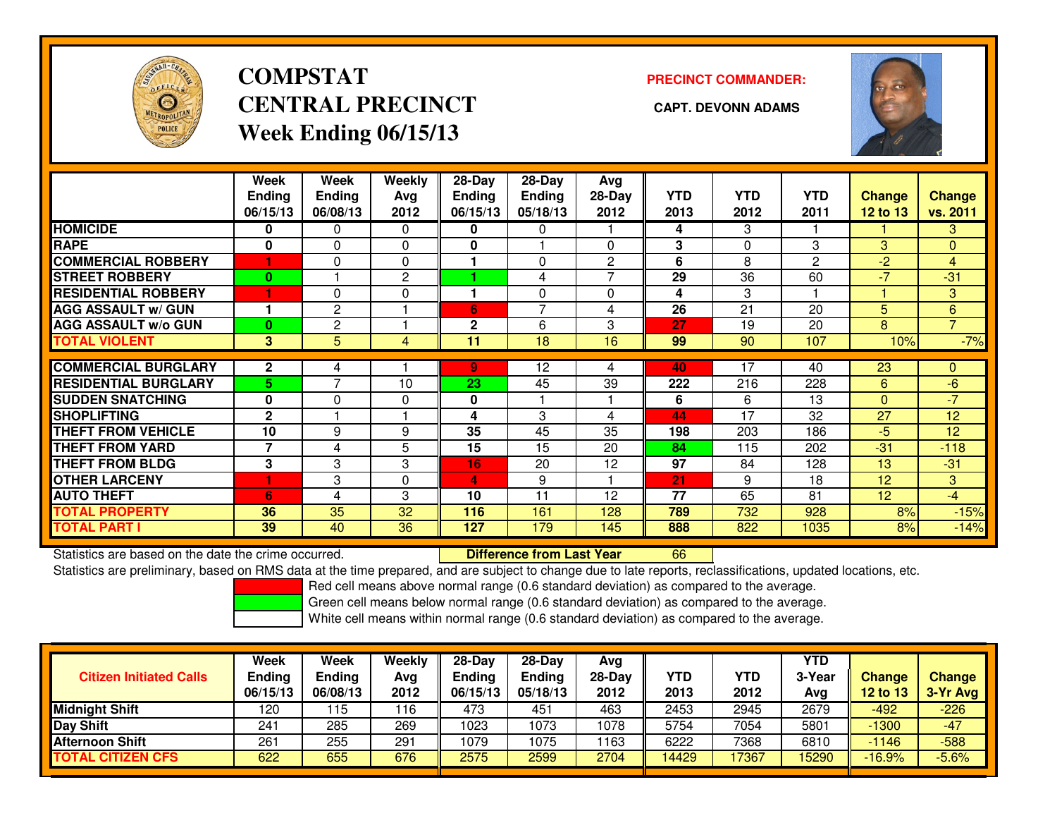# COMPSTAT
# CENTRAL PRECINCT
## Week Ending 06/15/13

**PRECINCT COMMANDER:**

**CAPT. DEVONN ADAMS**

| | Week Ending 06/15/13 | Week Ending 06/08/13 | Weekly Avg 2012 | 28-Day Ending 06/15/13 | 28-Day Ending 05/18/13 | Avg 28-Day 2012 | YTD 2013 | YTD 2012 | YTD 2011 | Change 12 to 13 | Change vs. 2011 |
|---|---|---|---|---|---|---|---|---|---|---|---|
| HOMICIDE | 0 | 0 | 0 | 0 | 0 | 1 | 4 | 3 | 1 | 1 | 3 |
| RAPE | 0 | 0 | 0 | 0 | 1 | 0 | 3 | 0 | 3 | 3 | 0 |
| COMMERCIAL ROBBERY | 1 | 0 | 0 | 1 | 0 | 2 | 6 | 8 | 2 | -2 | 4 |
| STREET ROBBERY | 0 | 1 | 2 | 1 | 4 | 7 | 29 | 36 | 60 | -7 | -31 |
| RESIDENTIAL ROBBERY | 1 | 0 | 0 | 1 | 0 | 0 | 4 | 3 | 1 | 1 | 3 |
| AGG ASSAULT w/ GUN | 1 | 2 | 1 | 6 | 7 | 4 | 26 | 21 | 20 | 5 | 6 |
| AGG ASSAULT w/o GUN | 0 | 2 | 1 | 2 | 6 | 3 | 27 | 19 | 20 | 8 | 7 |
| TOTAL VIOLENT | 3 | 5 | 4 | 11 | 18 | 16 | 99 | 90 | 107 | 10% | -7% |
| COMMERCIAL BURGLARY | 2 | 4 | 1 | 9 | 12 | 4 | 40 | 17 | 40 | 23 | 0 |
| RESIDENTIAL BURGLARY | 5 | 7 | 10 | 23 | 45 | 39 | 222 | 216 | 228 | 6 | -6 |
| SUDDEN SNATCHING | 0 | 0 | 0 | 0 | 1 | 1 | 6 | 6 | 13 | 0 | -7 |
| SHOPLIFTING | 2 | 1 | 1 | 4 | 3 | 4 | 44 | 17 | 32 | 27 | 12 |
| THEFT FROM VEHICLE | 10 | 9 | 9 | 35 | 45 | 35 | 198 | 203 | 186 | -5 | 12 |
| THEFT FROM YARD | 7 | 4 | 5 | 15 | 15 | 20 | 84 | 115 | 202 | -31 | -118 |
| THEFT FROM BLDG | 3 | 3 | 3 | 16 | 20 | 12 | 97 | 84 | 128 | 13 | -31 |
| OTHER LARCENY | 1 | 3 | 0 | 4 | 9 | 1 | 21 | 9 | 18 | 12 | 3 |
| AUTO THEFT | 6 | 4 | 3 | 10 | 11 | 12 | 77 | 65 | 81 | 12 | -4 |
| TOTAL PROPERTY | 36 | 35 | 32 | 116 | 161 | 128 | 789 | 732 | 928 | 8% | -15% |
| TOTAL PART I | 39 | 40 | 36 | 127 | 179 | 145 | 888 | 822 | 1035 | 8% | -14% |

Statistics are based on the date the crime occurred. **Difference from Last Year** 66

Statistics are preliminary, based on RMS data at the time prepared, and are subject to change due to late reports, reclassifications, updated locations, etc.

Red cell means above normal range (0.6 standard deviation) as compared to the average.

Green cell means below normal range (0.6 standard deviation) as compared to the average.

White cell means within normal range (0.6 standard deviation) as compared to the average.

| Citizen Initiated Calls | Week Ending 06/15/13 | Week Ending 06/08/13 | Weekly Avg 2012 | 28-Day Ending 06/15/13 | 28-Day Ending 05/18/13 | Avg 28-Day 2012 | YTD 2013 | YTD 2012 | YTD 3-Year Avg | Change 12 to 13 | Change 3-Yr Avg |
|---|---|---|---|---|---|---|---|---|---|---|---|
| Midnight Shift | 120 | 115 | 116 | 473 | 451 | 463 | 2453 | 2945 | 2679 | -492 | -226 |
| Day Shift | 241 | 285 | 269 | 1023 | 1073 | 1078 | 5754 | 7054 | 5801 | -1300 | -47 |
| Afternoon Shift | 261 | 255 | 291 | 1079 | 1075 | 1163 | 6222 | 7368 | 6810 | -1146 | -588 |
| TOTAL CITIZEN CFS | 622 | 655 | 676 | 2575 | 2599 | 2704 | 14429 | 17367 | 15290 | -16.9% | -5.6% |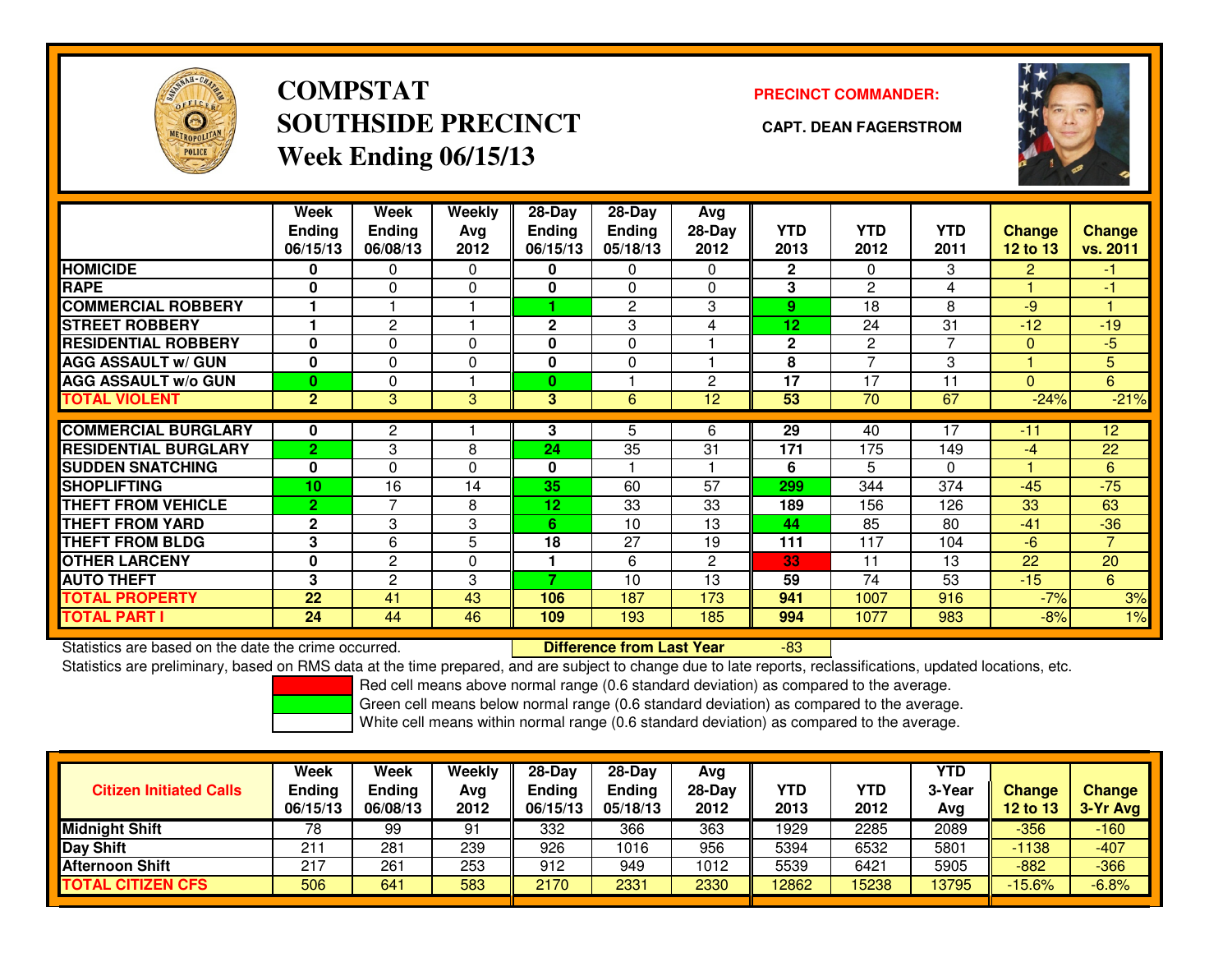# COMPSTAT
# SOUTHSIDE PRECINCT
# Week Ending 06/15/13

**PRECINCT COMMANDER:**

**CAPT. DEAN FAGERSTROM**

| | Week Ending 06/15/13 | Week Ending 06/08/13 | Weekly Avg 2012 | 28-Day Ending 06/15/13 | 28-Day Ending 05/18/13 | Avg 28-Day 2012 | YTD 2013 | YTD 2012 | YTD 2011 | Change 12 to 13 | Change vs. 2011 |
|---|---|---|---|---|---|---|---|---|---|---|---|
| HOMICIDE | 0 | 0 | 0 | 0 | 0 | 0 | 2 | 0 | 3 | 2 | -1 |
| RAPE | 0 | 0 | 0 | 0 | 0 | 0 | 3 | 2 | 4 | 1 | -1 |
| COMMERCIAL ROBBERY | 1 | 1 | 1 | 1 | 2 | 3 | 9 | 18 | 8 | -9 | 1 |
| STREET ROBBERY | 1 | 2 | 1 | 2 | 3 | 4 | 12 | 24 | 31 | -12 | -19 |
| RESIDENTIAL ROBBERY | 0 | 0 | 0 | 0 | 0 | 1 | 2 | 2 | 7 | 0 | -5 |
| AGG ASSAULT w/ GUN | 0 | 0 | 0 | 0 | 0 | 1 | 8 | 7 | 3 | 1 | 5 |
| AGG ASSAULT w/o GUN | 0 | 0 | 1 | 0 | 1 | 2 | 17 | 17 | 11 | 0 | 6 |
| TOTAL VIOLENT | 2 | 3 | 3 | 3 | 6 | 12 | 53 | 70 | 67 | -24% | -21% |
| COMMERCIAL BURGLARY | 0 | 2 | 1 | 3 | 5 | 6 | 29 | 40 | 17 | -11 | 12 |
| RESIDENTIAL BURGLARY | 2 | 3 | 8 | 24 | 35 | 31 | 171 | 175 | 149 | -4 | 22 |
| SUDDEN SNATCHING | 0 | 0 | 0 | 0 | 1 | 1 | 6 | 5 | 0 | 1 | 6 |
| SHOPLIFTING | 10 | 16 | 14 | 35 | 60 | 57 | 299 | 344 | 374 | -45 | -75 |
| THEFT FROM VEHICLE | 2 | 7 | 8 | 12 | 33 | 33 | 189 | 156 | 126 | 33 | 63 |
| THEFT FROM YARD | 2 | 3 | 3 | 6 | 10 | 13 | 44 | 85 | 80 | -41 | -36 |
| THEFT FROM BLDG | 3 | 6 | 5 | 18 | 27 | 19 | 111 | 117 | 104 | -6 | 7 |
| OTHER LARCENY | 0 | 2 | 0 | 1 | 6 | 2 | 33 | 11 | 13 | 22 | 20 |
| AUTO THEFT | 3 | 2 | 3 | 7 | 10 | 13 | 59 | 74 | 53 | -15 | 6 |
| TOTAL PROPERTY | 22 | 41 | 43 | 106 | 187 | 173 | 941 | 1007 | 916 | -7% | 3% |
| TOTAL PART I | 24 | 44 | 46 | 109 | 193 | 185 | 994 | 1077 | 983 | -8% | 1% |

Statistics are based on the date the crime occurred. **Difference from Last Year** -83

Statistics are preliminary, based on RMS data at the time prepared, and are subject to change due to late reports, reclassifications, updated locations, etc.

Red cell means above normal range (0.6 standard deviation) as compared to the average.
Green cell means below normal range (0.6 standard deviation) as compared to the average.
White cell means within normal range (0.6 standard deviation) as compared to the average.

| Citizen Initiated Calls | Week Ending 06/15/13 | Week Ending 06/08/13 | Weekly Avg 2012 | 28-Day Ending 06/15/13 | 28-Day Ending 05/18/13 | Avg 28-Day 2012 | YTD 2013 | YTD 2012 | YTD 3-Year Avg | Change 12 to 13 | Change 3-Yr Avg |
|---|---|---|---|---|---|---|---|---|---|---|---|
| Midnight Shift | 78 | 99 | 91 | 332 | 366 | 363 | 1929 | 2285 | 2089 | -356 | -160 |
| Day Shift | 211 | 281 | 239 | 926 | 1016 | 956 | 5394 | 6532 | 5801 | -1138 | -407 |
| Afternoon Shift | 217 | 261 | 253 | 912 | 949 | 1012 | 5539 | 6421 | 5905 | -882 | -366 |
| TOTAL CITIZEN CFS | 506 | 641 | 583 | 2170 | 2331 | 2330 | 12862 | 15238 | 13795 | -15.6% | -6.8% |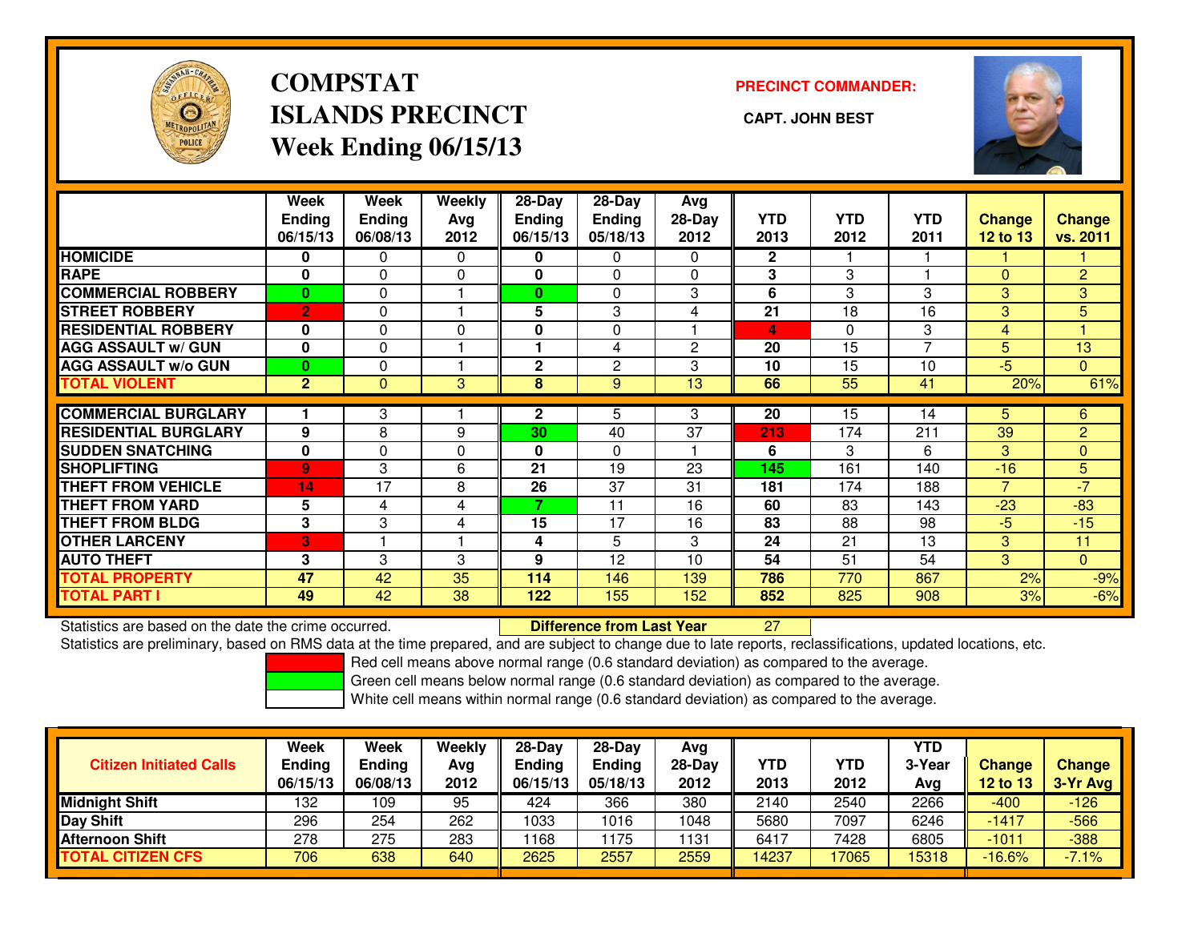# COMPSTAT
# ISLANDS PRECINCT
# Week Ending 06/15/13

**PRECINCT COMMANDER:**

**CAPT. JOHN BEST**

| | Week Ending 06/15/13 | Week Ending 06/08/13 | Weekly Avg 2012 | 28-Day Ending 06/15/13 | 28-Day Ending 05/18/13 | Avg 28-Day 2012 | YTD 2013 | YTD 2012 | YTD 2011 | Change 12 to 13 | Change vs. 2011 |
|---|---|---|---|---|---|---|---|---|---|---|---|
| HOMICIDE | 0 | 0 | 0 | 0 | 0 | 0 | 2 | 1 | 1 | 1 | 1 |
| RAPE | 0 | 0 | 0 | 0 | 0 | 0 | 3 | 3 | 1 | 0 | 2 |
| COMMERCIAL ROBBERY | 0 | 0 | 1 | 0 | 0 | 3 | 6 | 3 | 3 | 3 | 3 |
| STREET ROBBERY | 2 | 0 | 1 | 5 | 3 | 4 | 21 | 18 | 16 | 3 | 5 |
| RESIDENTIAL ROBBERY | 0 | 0 | 0 | 0 | 0 | 1 | 4 | 0 | 3 | 4 | 1 |
| AGG ASSAULT w/ GUN | 0 | 0 | 1 | 1 | 4 | 2 | 20 | 15 | 7 | 5 | 13 |
| AGG ASSAULT w/o GUN | 0 | 0 | 1 | 2 | 2 | 3 | 10 | 15 | 10 | -5 | 0 |
| TOTAL VIOLENT | 2 | 0 | 3 | 8 | 9 | 13 | 66 | 55 | 41 | 20% | 61% |
| COMMERCIAL BURGLARY | 1 | 3 | 1 | 2 | 5 | 3 | 20 | 15 | 14 | 5 | 6 |
| RESIDENTIAL BURGLARY | 9 | 8 | 9 | 30 | 40 | 37 | 213 | 174 | 211 | 39 | 2 |
| SUDDEN SNATCHING | 0 | 0 | 0 | 0 | 0 | 1 | 6 | 3 | 6 | 3 | 0 |
| SHOPLIFTING | 9 | 3 | 6 | 21 | 19 | 23 | 145 | 161 | 140 | -16 | 5 |
| THEFT FROM VEHICLE | 14 | 17 | 8 | 26 | 37 | 31 | 181 | 174 | 188 | 7 | -7 |
| THEFT FROM YARD | 5 | 4 | 4 | 7 | 11 | 16 | 60 | 83 | 143 | -23 | -83 |
| THEFT FROM BLDG | 3 | 3 | 4 | 15 | 17 | 16 | 83 | 88 | 98 | -5 | -15 |
| OTHER LARCENY | 3 | 1 | 1 | 4 | 5 | 3 | 24 | 21 | 13 | 3 | 11 |
| AUTO THEFT | 3 | 3 | 3 | 9 | 12 | 10 | 54 | 51 | 54 | 3 | 0 |
| TOTAL PROPERTY | 47 | 42 | 35 | 114 | 146 | 139 | 786 | 770 | 867 | 2% | -9% |
| TOTAL PART I | 49 | 42 | 38 | 122 | 155 | 152 | 852 | 825 | 908 | 3% | -6% |

Statistics are based on the date the crime occurred. **Difference from Last Year** 27

Statistics are preliminary, based on RMS data at the time prepared, and are subject to change due to late reports, reclassifications, updated locations, etc.

Red cell means above normal range (0.6 standard deviation) as compared to the average.
Green cell means below normal range (0.6 standard deviation) as compared to the average.
White cell means within normal range (0.6 standard deviation) as compared to the average.

| Citizen Initiated Calls | Week Ending 06/15/13 | Week Ending 06/08/13 | Weekly Avg 2012 | 28-Day Ending 06/15/13 | 28-Day Ending 05/18/13 | Avg 28-Day 2012 | YTD 2013 | YTD 2012 | YTD 3-Year Avg | Change 12 to 13 | Change 3-Yr Avg |
|---|---|---|---|---|---|---|---|---|---|---|---|
| Midnight Shift | 132 | 109 | 95 | 424 | 366 | 380 | 2140 | 2540 | 2266 | -400 | -126 |
| Day Shift | 296 | 254 | 262 | 1033 | 1016 | 1048 | 5680 | 7097 | 6246 | -1417 | -566 |
| Afternoon Shift | 278 | 275 | 283 | 1168 | 1175 | 1131 | 6417 | 7428 | 6805 | -1011 | -388 |
| TOTAL CITIZEN CFS | 706 | 638 | 640 | 2625 | 2557 | 2559 | 14237 | 17065 | 15318 | -16.6% | -7.1% |